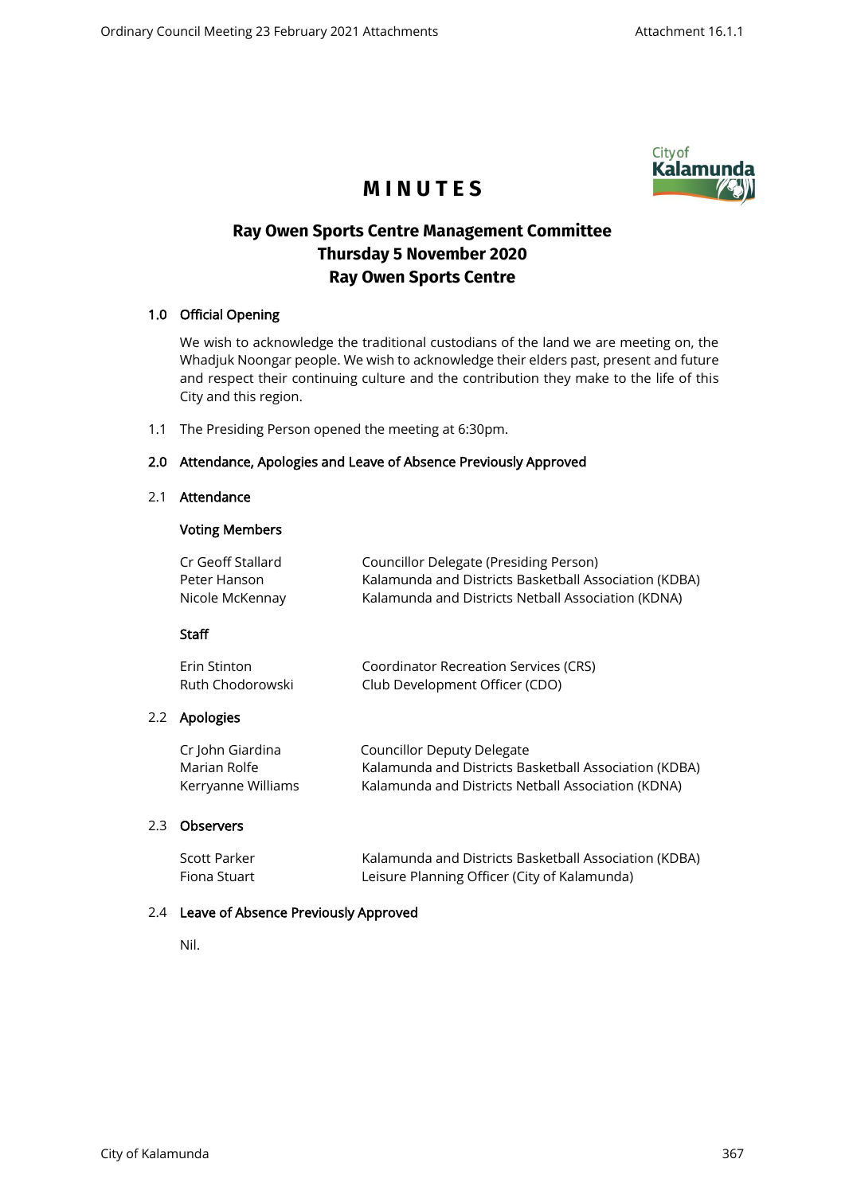# MINUTES

## Ray Owen Sports Centre Management Committee
## Thursday 5 November 2020
## Ray Owen Sports Centre

### 1.0 Official Opening

We wish to acknowledge the traditional custodians of the land we are meeting on, the Whadjuk Noongar people. We wish to acknowledge their elders past, present and future and respect their continuing culture and the contribution they make to the life of this City and this region.

1.1 The Presiding Person opened the meeting at 6:30pm.

### 2.0 Attendance, Apologies and Leave of Absence Previously Approved

#### 2.1 Attendance

**Voting Members**

| | |
|---|---|
| Cr Geoff Stallard | Councillor Delegate (Presiding Person) |
| Peter Hanson | Kalamunda and Districts Basketball Association (KDBA) |
| Nicole McKennay | Kalamunda and Districts Netball Association (KDNA) |

**Staff**

| | |
|---|---|
| Erin Stinton | Coordinator Recreation Services (CRS) |
| Ruth Chodorowski | Club Development Officer (CDO) |

#### 2.2 Apologies

| | |
|---|---|
| Cr John Giardina | Councillor Deputy Delegate |
| Marian Rolfe | Kalamunda and Districts Basketball Association (KDBA) |
| Kerryanne Williams | Kalamunda and Districts Netball Association (KDNA) |

#### 2.3 Observers

| | |
|---|---|
| Scott Parker | Kalamunda and Districts Basketball Association (KDBA) |
| Fiona Stuart | Leisure Planning Officer (City of Kalamunda) |

#### 2.4 Leave of Absence Previously Approved

Nil.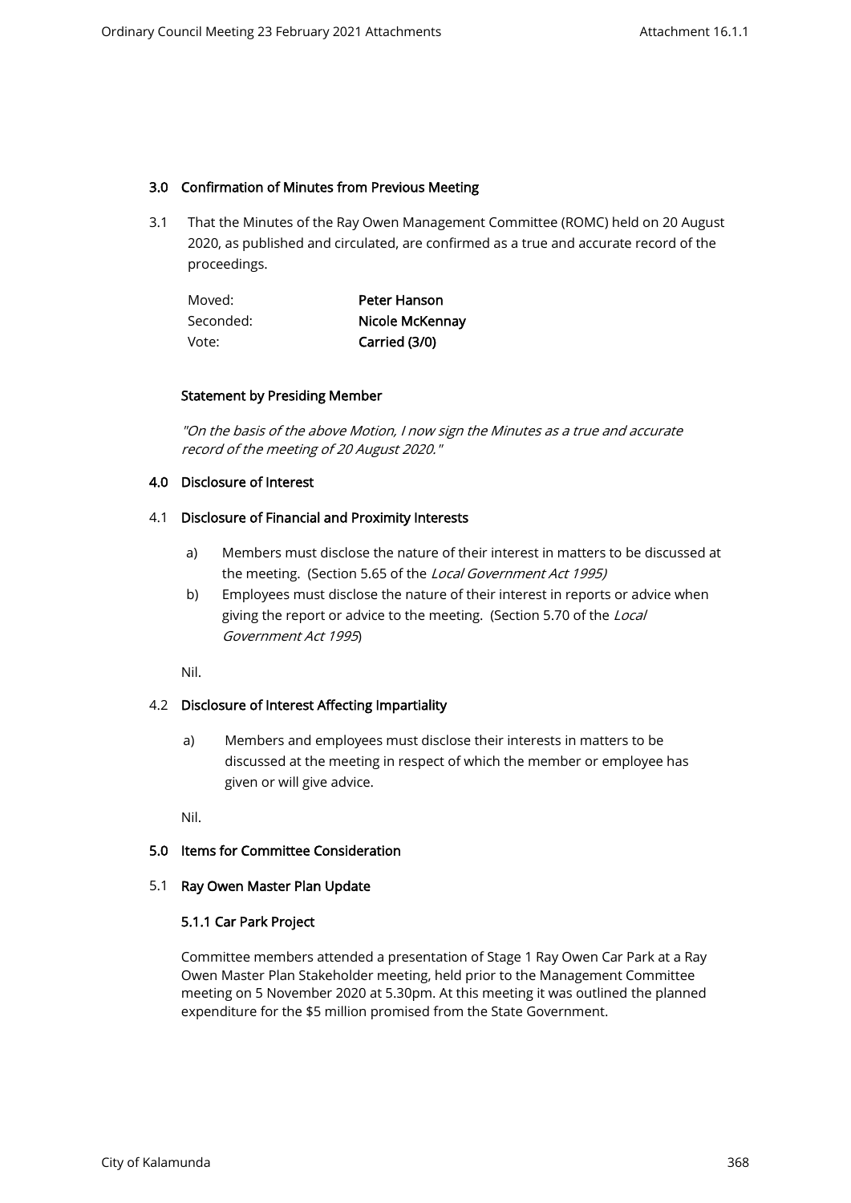## 3.0 Confirmation of Minutes from Previous Meeting

3.1 That the Minutes of the Ray Owen Management Committee (ROMC) held on 20 August 2020, as published and circulated, are confirmed as a true and accurate record of the proceedings.

| | |
|---|---|
| Moved: | **Peter Hanson** |
| Seconded: | **Nicole McKennay** |
| Vote: | **Carried (3/0)** |

**Statement by Presiding Member**

*"On the basis of the above Motion, I now sign the Minutes as a true and accurate record of the meeting of 20 August 2020."*

## 4.0 Disclosure of Interest

### 4.1 Disclosure of Financial and Proximity Interests

a) Members must disclose the nature of their interest in matters to be discussed at the meeting. (Section 5.65 of the *Local Government Act 1995)*

b) Employees must disclose the nature of their interest in reports or advice when giving the report or advice to the meeting. (Section 5.70 of the *Local Government Act 1995*)

Nil.

### 4.2 Disclosure of Interest Affecting Impartiality

a) Members and employees must disclose their interests in matters to be discussed at the meeting in respect of which the member or employee has given or will give advice.

Nil.

## 5.0 Items for Committee Consideration

### 5.1 Ray Owen Master Plan Update

#### 5.1.1 Car Park Project

Committee members attended a presentation of Stage 1 Ray Owen Car Park at a Ray Owen Master Plan Stakeholder meeting, held prior to the Management Committee meeting on 5 November 2020 at 5.30pm. At this meeting it was outlined the planned expenditure for the $5 million promised from the State Government.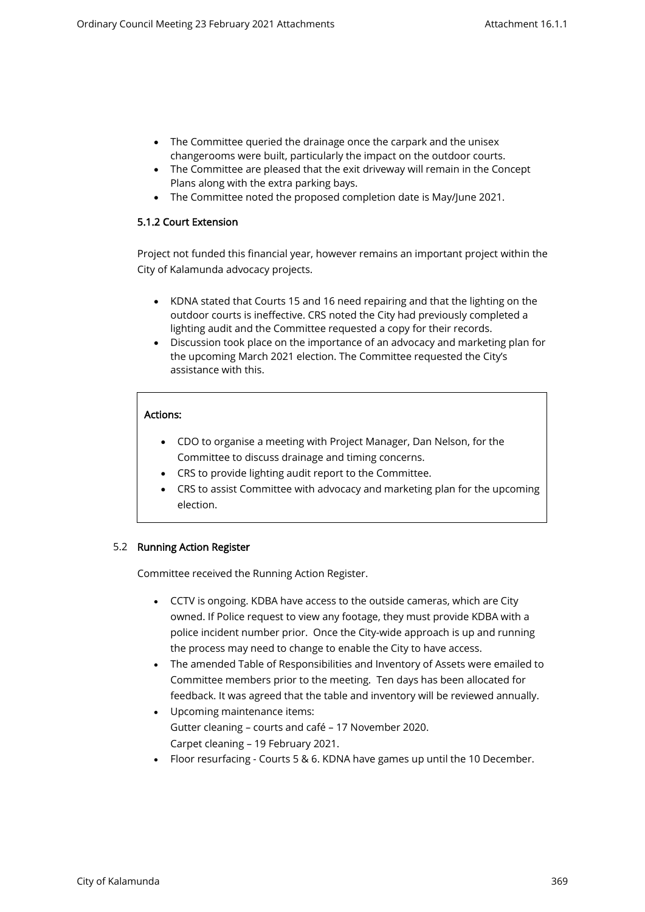- The Committee queried the drainage once the carpark and the unisex changerooms were built, particularly the impact on the outdoor courts.
- The Committee are pleased that the exit driveway will remain in the Concept Plans along with the extra parking bays.
- The Committee noted the proposed completion date is May/June 2021.

### 5.1.2 Court Extension

Project not funded this financial year, however remains an important project within the City of Kalamunda advocacy projects.

- KDNA stated that Courts 15 and 16 need repairing and that the lighting on the outdoor courts is ineffective. CRS noted the City had previously completed a lighting audit and the Committee requested a copy for their records.
- Discussion took place on the importance of an advocacy and marketing plan for the upcoming March 2021 election. The Committee requested the City's assistance with this.

**Actions:**

- CDO to organise a meeting with Project Manager, Dan Nelson, for the Committee to discuss drainage and timing concerns.
- CRS to provide lighting audit report to the Committee.
- CRS to assist Committee with advocacy and marketing plan for the upcoming election.

## 5.2 Running Action Register

Committee received the Running Action Register.

- CCTV is ongoing. KDBA have access to the outside cameras, which are City owned. If Police request to view any footage, they must provide KDBA with a police incident number prior. Once the City-wide approach is up and running the process may need to change to enable the City to have access.
- The amended Table of Responsibilities and Inventory of Assets were emailed to Committee members prior to the meeting. Ten days has been allocated for feedback. It was agreed that the table and inventory will be reviewed annually.
- Upcoming maintenance items:
  Gutter cleaning – courts and café – 17 November 2020.
  Carpet cleaning – 19 February 2021.
- Floor resurfacing - Courts 5 & 6. KDNA have games up until the 10 December.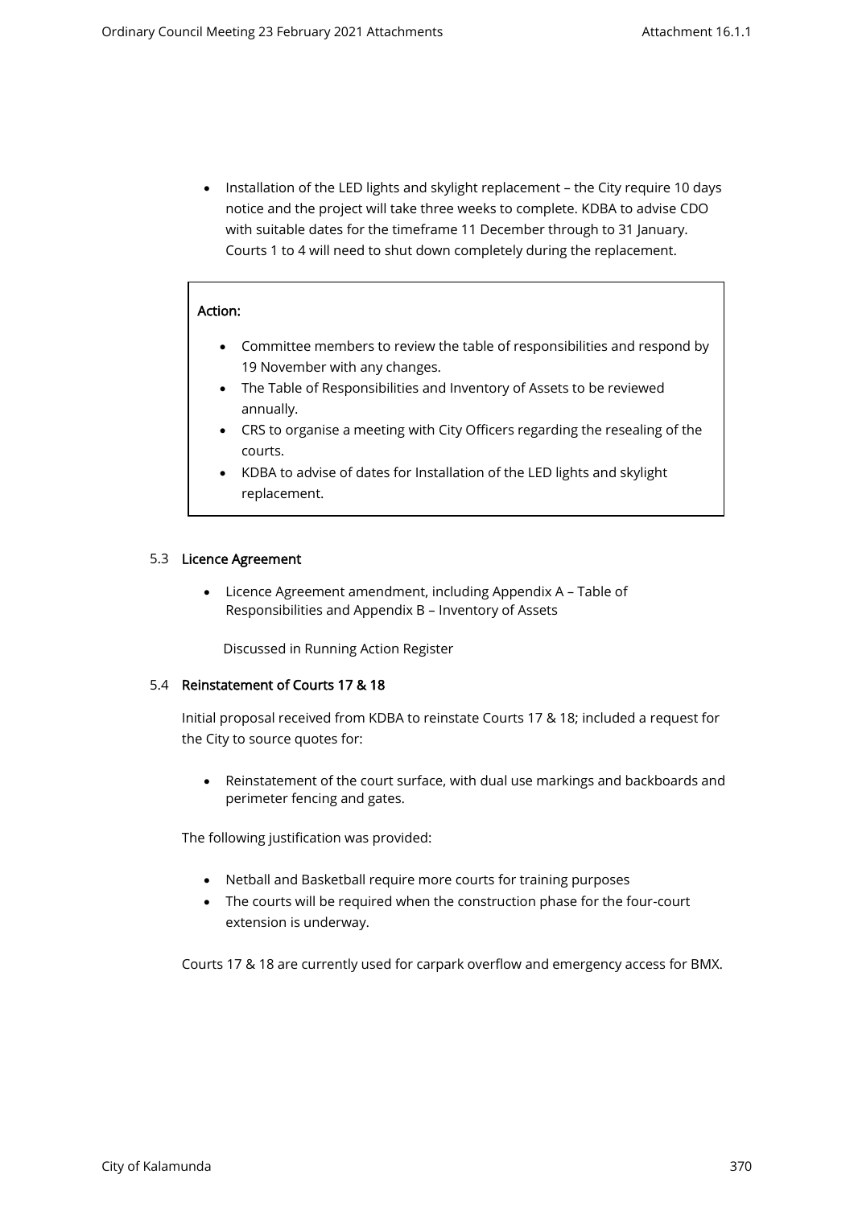- Installation of the LED lights and skylight replacement – the City require 10 days notice and the project will take three weeks to complete. KDBA to advise CDO with suitable dates for the timeframe 11 December through to 31 January. Courts 1 to 4 will need to shut down completely during the replacement.

**Action:**

- Committee members to review the table of responsibilities and respond by 19 November with any changes.
- The Table of Responsibilities and Inventory of Assets to be reviewed annually.
- CRS to organise a meeting with City Officers regarding the resealing of the courts.
- KDBA to advise of dates for Installation of the LED lights and skylight replacement.

### 5.3 Licence Agreement

- Licence Agreement amendment, including Appendix A – Table of Responsibilities and Appendix B – Inventory of Assets

Discussed in Running Action Register

### 5.4 Reinstatement of Courts 17 & 18

Initial proposal received from KDBA to reinstate Courts 17 & 18; included a request for the City to source quotes for:

- Reinstatement of the court surface, with dual use markings and backboards and perimeter fencing and gates.

The following justification was provided:

- Netball and Basketball require more courts for training purposes
- The courts will be required when the construction phase for the four-court extension is underway.

Courts 17 & 18 are currently used for carpark overflow and emergency access for BMX.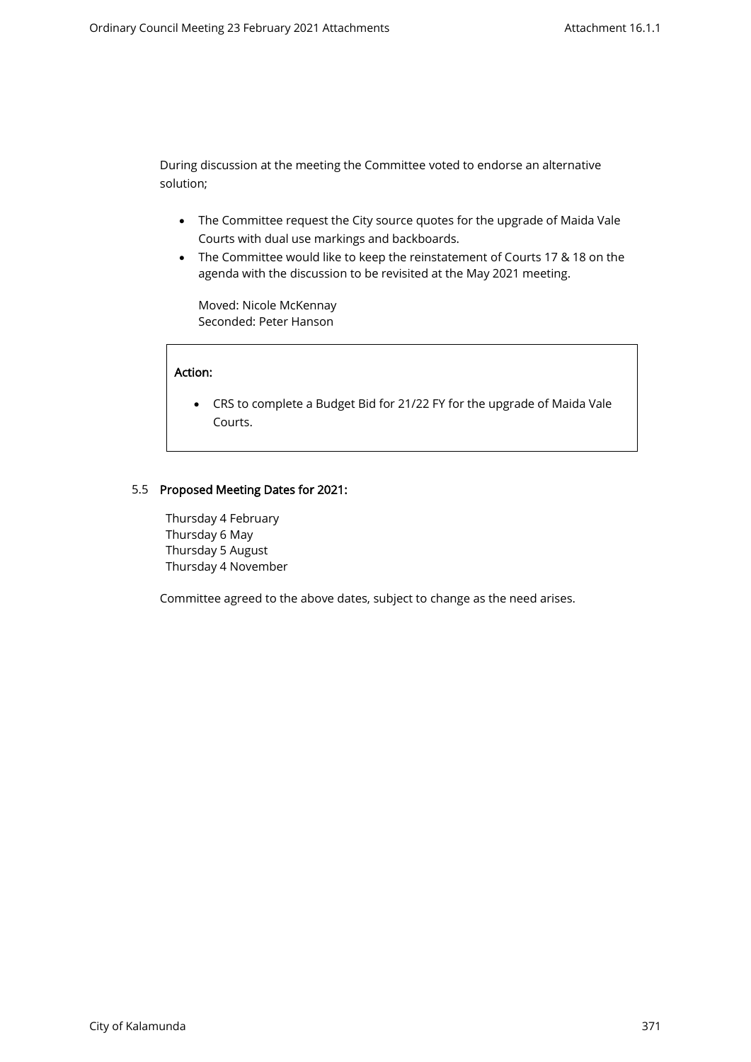During discussion at the meeting the Committee voted to endorse an alternative solution;

- The Committee request the City source quotes for the upgrade of Maida Vale Courts with dual use markings and backboards.
- The Committee would like to keep the reinstatement of Courts 17 & 18 on the agenda with the discussion to be revisited at the May 2021 meeting.

  Moved: Nicole McKennay
  Seconded: Peter Hanson

**Action:**

- CRS to complete a Budget Bid for 21/22 FY for the upgrade of Maida Vale Courts.

5.5 **Proposed Meeting Dates for 2021:**

Thursday 4 February
Thursday 6 May
Thursday 5 August
Thursday 4 November

Committee agreed to the above dates, subject to change as the need arises.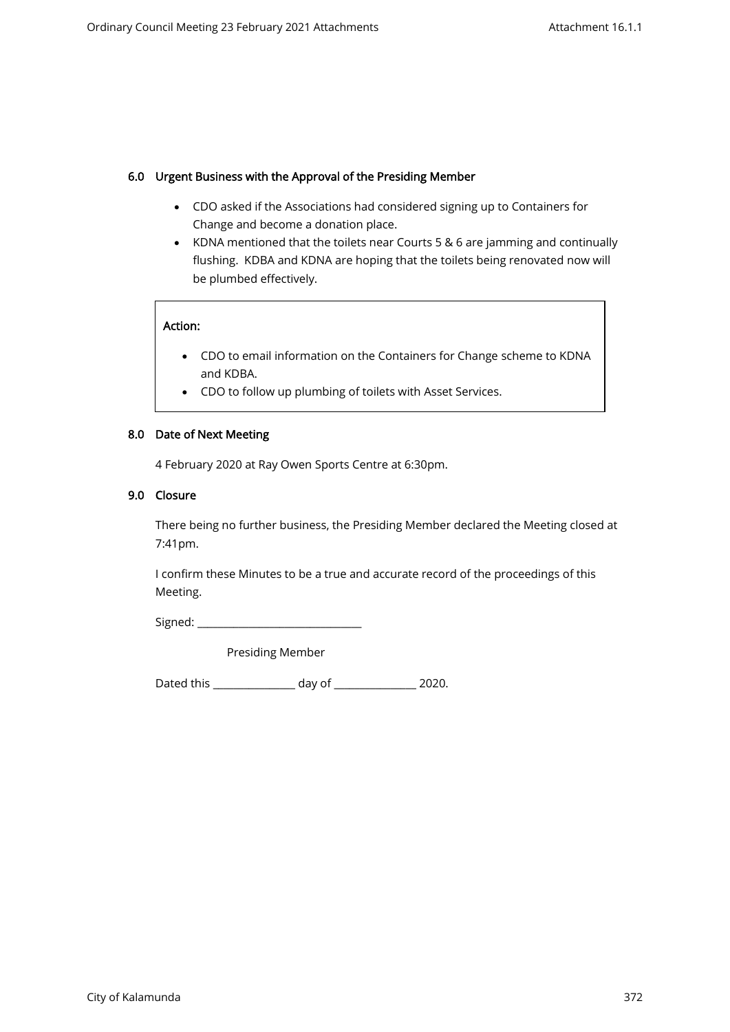## 6.0 Urgent Business with the Approval of the Presiding Member

- CDO asked if the Associations had considered signing up to Containers for Change and become a donation place.
- KDNA mentioned that the toilets near Courts 5 & 6 are jamming and continually flushing. KDBA and KDNA are hoping that the toilets being renovated now will be plumbed effectively.

**Action:**

- CDO to email information on the Containers for Change scheme to KDNA and KDBA.
- CDO to follow up plumbing of toilets with Asset Services.

## 8.0 Date of Next Meeting

4 February 2020 at Ray Owen Sports Centre at 6:30pm.

## 9.0 Closure

There being no further business, the Presiding Member declared the Meeting closed at 7:41pm.

I confirm these Minutes to be a true and accurate record of the proceedings of this Meeting.

Signed: ______________________________

Presiding Member

Dated this _______________ day of _______________ 2020.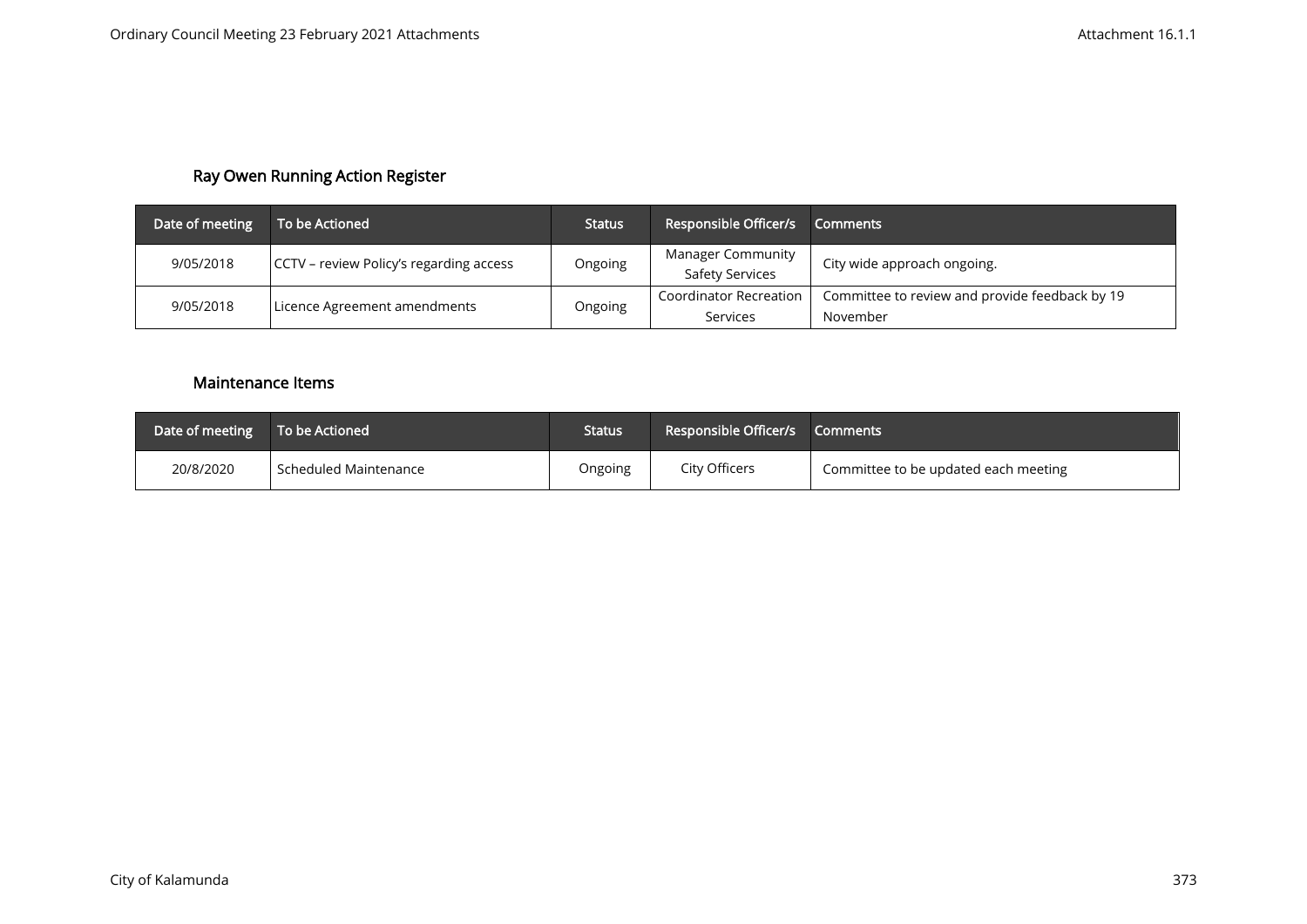## Ray Owen Running Action Register

| Date of meeting | To be Actioned | Status | Responsible Officer/s | Comments |
|---|---|---|---|---|
| 9/05/2018 | CCTV – review Policy's regarding access | Ongoing | Manager Community Safety Services | City wide approach ongoing. |
| 9/05/2018 | Licence Agreement amendments | Ongoing | Coordinator Recreation Services | Committee to review and provide feedback by 19 November |

## Maintenance Items

| Date of meeting | To be Actioned | Status | Responsible Officer/s | Comments |
|---|---|---|---|---|
| 20/8/2020 | Scheduled Maintenance | Ongoing | City Officers | Committee to be updated each meeting |